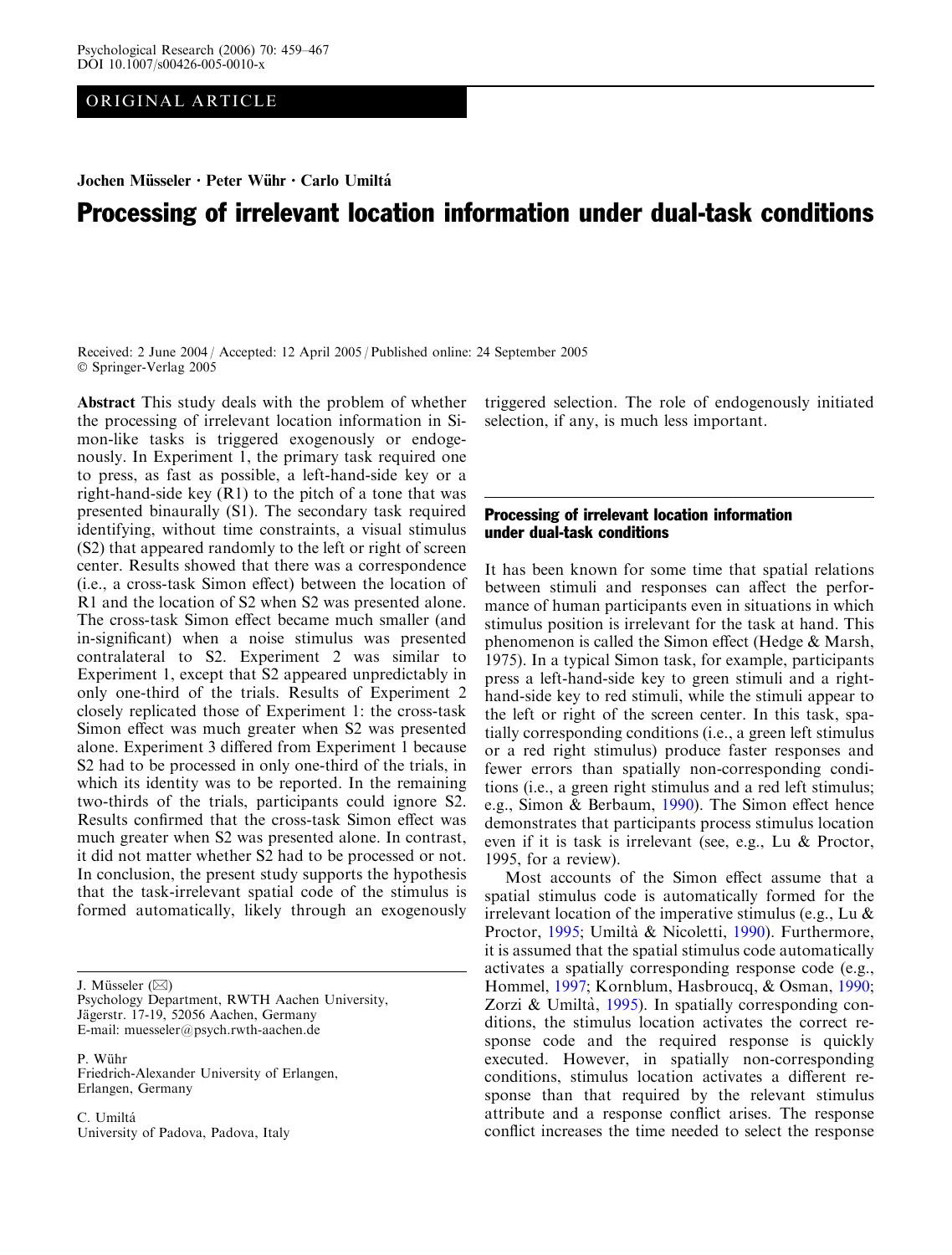ORIGINAL ARTICLE

Jochen Müsseler · Peter Wühr · Carlo Umiltá

# Processing of irrelevant location information under dual-task conditions

Received: 2 June 2004 / Accepted: 12 April 2005 / Published online: 24 September 2005
© Springer-Verlag 2005

**Abstract** This study deals with the problem of whether the processing of irrelevant location information in Simon-like tasks is triggered exogenously or endogenously. In Experiment 1, the primary task required one to press, as fast as possible, a left-hand-side key or a right-hand-side key (R1) to the pitch of a tone that was presented binaurally (S1). The secondary task required identifying, without time constraints, a visual stimulus (S2) that appeared randomly to the left or right of screen center. Results showed that there was a correspondence (i.e., a cross-task Simon effect) between the location of R1 and the location of S2 when S2 was presented alone. The cross-task Simon effect became much smaller (and in-significant) when a noise stimulus was presented contralateral to S2. Experiment 2 was similar to Experiment 1, except that S2 appeared unpredictably in only one-third of the trials. Results of Experiment 2 closely replicated those of Experiment 1: the cross-task Simon effect was much greater when S2 was presented alone. Experiment 3 differed from Experiment 1 because S2 had to be processed in only one-third of the trials, in which its identity was to be reported. In the remaining two-thirds of the trials, participants could ignore S2. Results confirmed that the cross-task Simon effect was much greater when S2 was presented alone. In contrast, it did not matter whether S2 had to be processed or not. In conclusion, the present study supports the hypothesis that the task-irrelevant spatial code of the stimulus is formed automatically, likely through an exogenously triggered selection. The role of endogenously initiated selection, if any, is much less important.

J. Müsseler (✉)
Psychology Department, RWTH Aachen University,
Jägerstr. 17-19, 52056 Aachen, Germany
E-mail: muesseler@psych.rwth-aachen.de

P. Wühr
Friedrich-Alexander University of Erlangen,
Erlangen, Germany

C. Umiltá
University of Padova, Padova, Italy

## Processing of irrelevant location information under dual-task conditions

It has been known for some time that spatial relations between stimuli and responses can affect the performance of human participants even in situations in which stimulus position is irrelevant for the task at hand. This phenomenon is called the Simon effect (Hedge & Marsh, 1975). In a typical Simon task, for example, participants press a left-hand-side key to green stimuli and a right-hand-side key to red stimuli, while the stimuli appear to the left or right of the screen center. In this task, spatially corresponding conditions (i.e., a green left stimulus or a red right stimulus) produce faster responses and fewer errors than spatially non-corresponding conditions (i.e., a green right stimulus and a red left stimulus; e.g., Simon & Berbaum, 1990). The Simon effect hence demonstrates that participants process stimulus location even if it is task is irrelevant (see, e.g., Lu & Proctor, 1995, for a review).

Most accounts of the Simon effect assume that a spatial stimulus code is automatically formed for the irrelevant location of the imperative stimulus (e.g., Lu & Proctor, 1995; Umiltà & Nicoletti, 1990). Furthermore, it is assumed that the spatial stimulus code automatically activates a spatially corresponding response code (e.g., Hommel, 1997; Kornblum, Hasbroucq, & Osman, 1990; Zorzi & Umiltà, 1995). In spatially corresponding conditions, the stimulus location activates the correct response code and the required response is quickly executed. However, in spatially non-corresponding conditions, stimulus location activates a different response than that required by the relevant stimulus attribute and a response conflict arises. The response conflict increases the time needed to select the response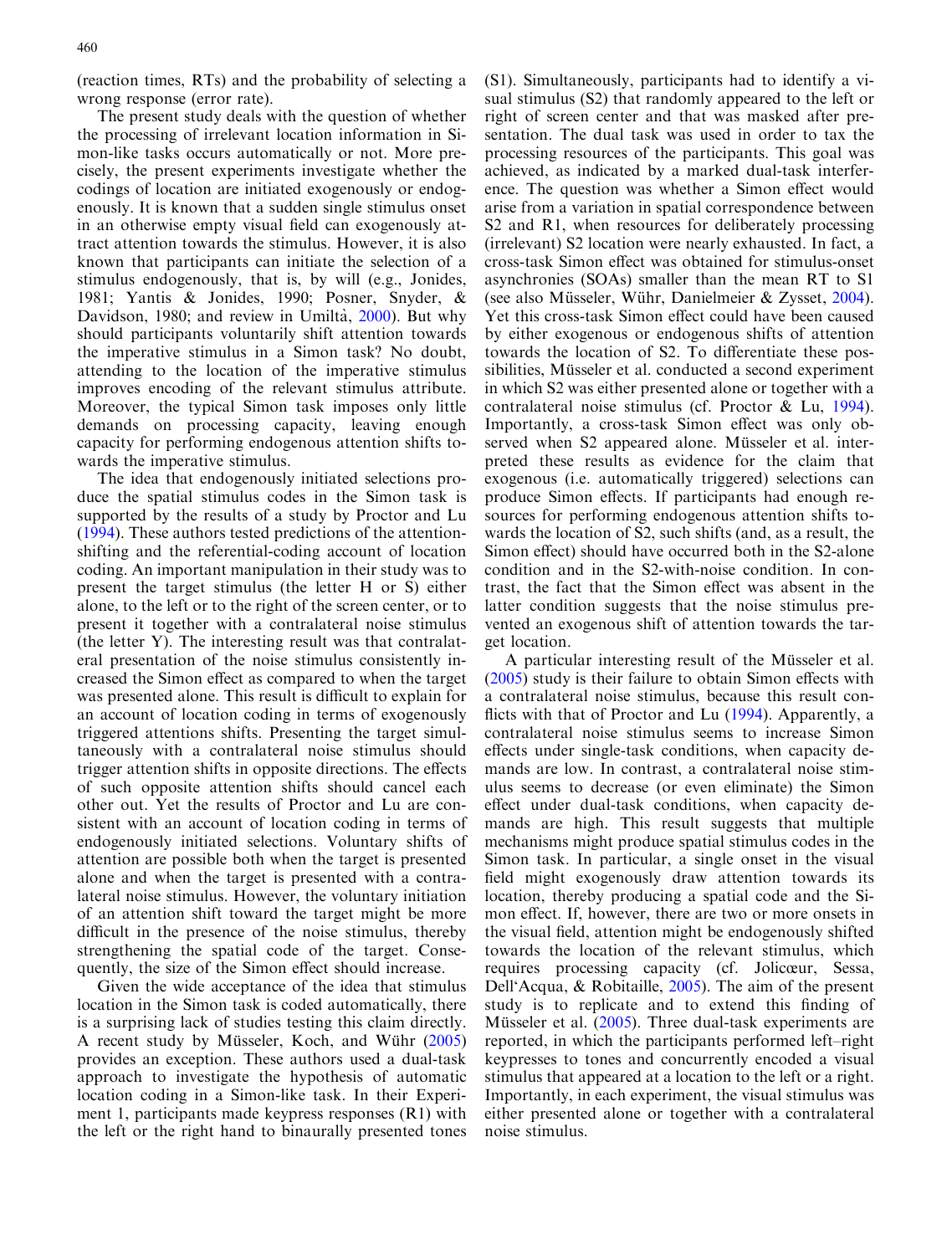(reaction times, RTs) and the probability of selecting a wrong response (error rate).

The present study deals with the question of whether the processing of irrelevant location information in Simon-like tasks occurs automatically or not. More precisely, the present experiments investigate whether the codings of location are initiated exogenously or endogenously. It is known that a sudden single stimulus onset in an otherwise empty visual field can exogenously attract attention towards the stimulus. However, it is also known that participants can initiate the selection of a stimulus endogenously, that is, by will (e.g., Jonides, 1981; Yantis & Jonides, 1990; Posner, Snyder, & Davidson, 1980; and review in Umiltà, 2000). But why should participants voluntarily shift attention towards the imperative stimulus in a Simon task? No doubt, attending to the location of the imperative stimulus improves encoding of the relevant stimulus attribute. Moreover, the typical Simon task imposes only little demands on processing capacity, leaving enough capacity for performing endogenous attention shifts towards the imperative stimulus.

The idea that endogenously initiated selections produce the spatial stimulus codes in the Simon task is supported by the results of a study by Proctor and Lu (1994). These authors tested predictions of the attention-shifting and the referential-coding account of location coding. An important manipulation in their study was to present the target stimulus (the letter H or S) either alone, to the left or to the right of the screen center, or to present it together with a contralateral noise stimulus (the letter Y). The interesting result was that contralateral presentation of the noise stimulus consistently increased the Simon effect as compared to when the target was presented alone. This result is difficult to explain for an account of location coding in terms of exogenously triggered attentions shifts. Presenting the target simultaneously with a contralateral noise stimulus should trigger attention shifts in opposite directions. The effects of such opposite attention shifts should cancel each other out. Yet the results of Proctor and Lu are consistent with an account of location coding in terms of endogenously initiated selections. Voluntary shifts of attention are possible both when the target is presented alone and when the target is presented with a contralateral noise stimulus. However, the voluntary initiation of an attention shift toward the target might be more difficult in the presence of the noise stimulus, thereby strengthening the spatial code of the target. Consequently, the size of the Simon effect should increase.

Given the wide acceptance of the idea that stimulus location in the Simon task is coded automatically, there is a surprising lack of studies testing this claim directly. A recent study by Müsseler, Koch, and Wühr (2005) provides an exception. These authors used a dual-task approach to investigate the hypothesis of automatic location coding in a Simon-like task. In their Experiment 1, participants made keypress responses (R1) with the left or the right hand to binaurally presented tones (S1). Simultaneously, participants had to identify a visual stimulus (S2) that randomly appeared to the left or right of screen center and that was masked after presentation. The dual task was used in order to tax the processing resources of the participants. This goal was achieved, as indicated by a marked dual-task interference. The question was whether a Simon effect would arise from a variation in spatial correspondence between S2 and R1, when resources for deliberately processing (irrelevant) S2 location were nearly exhausted. In fact, a cross-task Simon effect was obtained for stimulus-onset asynchronies (SOAs) smaller than the mean RT to S1 (see also Müsseler, Wühr, Danielmeier & Zysset, 2004). Yet this cross-task Simon effect could have been caused by either exogenous or endogenous shifts of attention towards the location of S2. To differentiate these possibilities, Müsseler et al. conducted a second experiment in which S2 was either presented alone or together with a contralateral noise stimulus (cf. Proctor & Lu, 1994). Importantly, a cross-task Simon effect was only observed when S2 appeared alone. Müsseler et al. interpreted these results as evidence for the claim that exogenous (i.e. automatically triggered) selections can produce Simon effects. If participants had enough resources for performing endogenous attention shifts towards the location of S2, such shifts (and, as a result, the Simon effect) should have occurred both in the S2-alone condition and in the S2-with-noise condition. In contrast, the fact that the Simon effect was absent in the latter condition suggests that the noise stimulus prevented an exogenous shift of attention towards the target location.

A particular interesting result of the Müsseler et al. (2005) study is their failure to obtain Simon effects with a contralateral noise stimulus, because this result conflicts with that of Proctor and Lu (1994). Apparently, a contralateral noise stimulus seems to increase Simon effects under single-task conditions, when capacity demands are low. In contrast, a contralateral noise stimulus seems to decrease (or even eliminate) the Simon effect under dual-task conditions, when capacity demands are high. This result suggests that multiple mechanisms might produce spatial stimulus codes in the Simon task. In particular, a single onset in the visual field might exogenously draw attention towards its location, thereby producing a spatial code and the Simon effect. If, however, there are two or more onsets in the visual field, attention might be endogenously shifted towards the location of the relevant stimulus, which requires processing capacity (cf. Jolicœur, Sessa, Dell'Acqua, & Robitaille, 2005). The aim of the present study is to replicate and to extend this finding of Müsseler et al. (2005). Three dual-task experiments are reported, in which the participants performed left–right keypresses to tones and concurrently encoded a visual stimulus that appeared at a location to the left or a right. Importantly, in each experiment, the visual stimulus was either presented alone or together with a contralateral noise stimulus.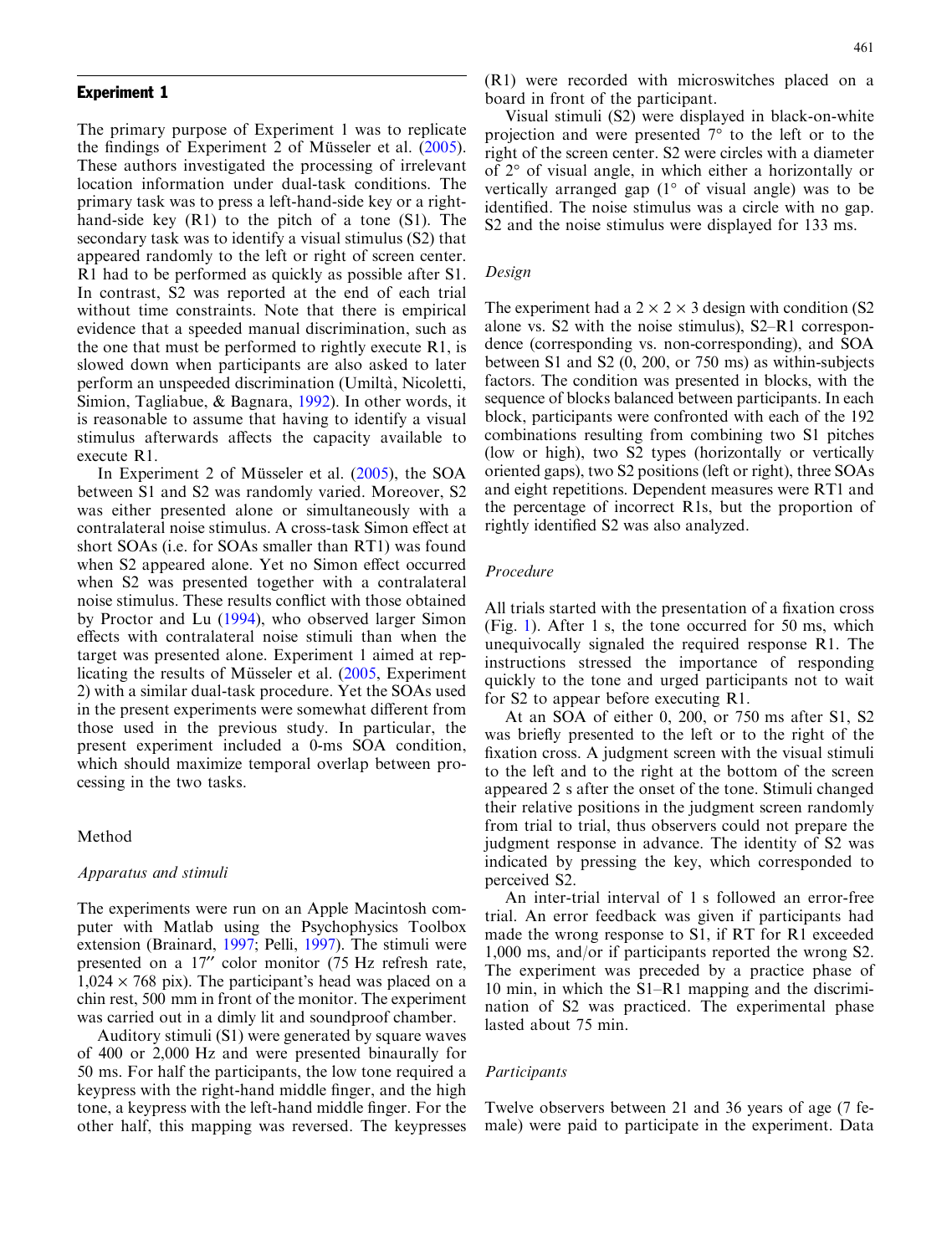## Experiment 1

The primary purpose of Experiment 1 was to replicate the findings of Experiment 2 of Müsseler et al. (2005). These authors investigated the processing of irrelevant location information under dual-task conditions. The primary task was to press a left-hand-side key or a right-hand-side key (R1) to the pitch of a tone (S1). The secondary task was to identify a visual stimulus (S2) that appeared randomly to the left or right of screen center. R1 had to be performed as quickly as possible after S1. In contrast, S2 was reported at the end of each trial without time constraints. Note that there is empirical evidence that a speeded manual discrimination, such as the one that must be performed to rightly execute R1, is slowed down when participants are also asked to later perform an unspeeded discrimination (Umiltà, Nicoletti, Simion, Tagliabue, & Bagnara, 1992). In other words, it is reasonable to assume that having to identify a visual stimulus afterwards affects the capacity available to execute R1.

In Experiment 2 of Müsseler et al. (2005), the SOA between S1 and S2 was randomly varied. Moreover, S2 was either presented alone or simultaneously with a contralateral noise stimulus. A cross-task Simon effect at short SOAs (i.e. for SOAs smaller than RT1) was found when S2 appeared alone. Yet no Simon effect occurred when S2 was presented together with a contralateral noise stimulus. These results conflict with those obtained by Proctor and Lu (1994), who observed larger Simon effects with contralateral noise stimuli than when the target was presented alone. Experiment 1 aimed at replicating the results of Müsseler et al. (2005, Experiment 2) with a similar dual-task procedure. Yet the SOAs used in the present experiments were somewhat different from those used in the previous study. In particular, the present experiment included a 0-ms SOA condition, which should maximize temporal overlap between processing in the two tasks.

### Method

#### Apparatus and stimuli

The experiments were run on an Apple Macintosh computer with Matlab using the Psychophysics Toolbox extension (Brainard, 1997; Pelli, 1997). The stimuli were presented on a 17″ color monitor (75 Hz refresh rate, $1{,}024 \times 768$ pix). The participant's head was placed on a chin rest, 500 mm in front of the monitor. The experiment was carried out in a dimly lit and soundproof chamber.

Auditory stimuli (S1) were generated by square waves of 400 or 2,000 Hz and were presented binaurally for 50 ms. For half the participants, the low tone required a keypress with the right-hand middle finger, and the high tone, a keypress with the left-hand middle finger. For the other half, this mapping was reversed. The keypresses (R1) were recorded with microswitches placed on a board in front of the participant.

Visual stimuli (S2) were displayed in black-on-white projection and were presented 7° to the left or to the right of the screen center. S2 were circles with a diameter of 2° of visual angle, in which either a horizontally or vertically arranged gap (1° of visual angle) was to be identified. The noise stimulus was a circle with no gap. S2 and the noise stimulus were displayed for 133 ms.

#### Design

The experiment had a $2 \times 2 \times 3$ design with condition (S2 alone vs. S2 with the noise stimulus), S2–R1 correspondence (corresponding vs. non-corresponding), and SOA between S1 and S2 (0, 200, or 750 ms) as within-subjects factors. The condition was presented in blocks, with the sequence of blocks balanced between participants. In each block, participants were confronted with each of the 192 combinations resulting from combining two S1 pitches (low or high), two S2 types (horizontally or vertically oriented gaps), two S2 positions (left or right), three SOAs and eight repetitions. Dependent measures were RT1 and the percentage of incorrect R1s, but the proportion of rightly identified S2 was also analyzed.

#### Procedure

All trials started with the presentation of a fixation cross (Fig. 1). After 1 s, the tone occurred for 50 ms, which unequivocally signaled the required response R1. The instructions stressed the importance of responding quickly to the tone and urged participants not to wait for S2 to appear before executing R1.

At an SOA of either 0, 200, or 750 ms after S1, S2 was briefly presented to the left or to the right of the fixation cross. A judgment screen with the visual stimuli to the left and to the right at the bottom of the screen appeared 2 s after the onset of the tone. Stimuli changed their relative positions in the judgment screen randomly from trial to trial, thus observers could not prepare the judgment response in advance. The identity of S2 was indicated by pressing the key, which corresponded to perceived S2.

An inter-trial interval of 1 s followed an error-free trial. An error feedback was given if participants had made the wrong response to S1, if RT for R1 exceeded 1,000 ms, and/or if participants reported the wrong S2. The experiment was preceded by a practice phase of 10 min, in which the S1–R1 mapping and the discrimination of S2 was practiced. The experimental phase lasted about 75 min.

#### Participants

Twelve observers between 21 and 36 years of age (7 female) were paid to participate in the experiment. Data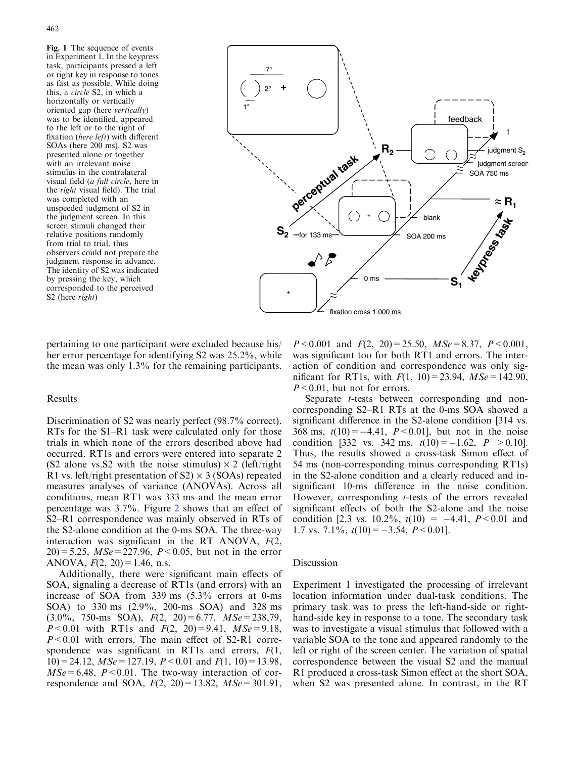**Fig. 1** The sequence of events in Experiment 1. In the keypress task, participants pressed a left or right key in response to tones as fast as possible. While doing this, a *circle* S2, in which a horizontally or vertically oriented gap (here *vertically*) was to be identified, appeared to the left or to the right of fixation (*here left*) with different SOAs (here 200 ms). S2 was presented alone or together with an irrelevant noise stimulus in the contralateral visual field (*a full circle*, here in the *right* visual field). The trial was completed with an unspeeded judgment of S2 in the judgment screen. In this screen stimuli changed their relative positions randomly from trial to trial, thus observers could not prepare the judgment response in advance. The identity of S2 was indicated by pressing the key, which corresponded to the perceived S2 (here *right*)

pertaining to one participant were excluded because his/her error percentage for identifying S2 was 25.2%, while the mean was only 1.3% for the remaining participants.

## Results

Discrimination of S2 was nearly perfect (98.7% correct). RTs for the S1–R1 task were calculated only for those trials in which none of the errors described above had occurred. RT1s and errors were entered into separate 2 (S2 alone vs.S2 with the noise stimulus) × 2 (left/right R1 vs. left/right presentation of S2) × 3 (SOAs) repeated measures analyses of variance (ANOVAs). Across all conditions, mean RT1 was 333 ms and the mean error percentage was 3.7%. Figure 2 shows that an effect of S2–R1 correspondence was mainly observed in RTs of the S2-alone condition at the 0-ms SOA. The three-way interaction was significant in the RT ANOVA, $F(2, 20) = 5.25$, $MSe = 227.96$, $P < 0.05$, but not in the error ANOVA, $F(2, 20) = 1.46$, n.s.

Additionally, there were significant main effects of SOA, signaling a decrease of RT1s (and errors) with an increase of SOA from 339 ms (5.3% errors at 0-ms SOA) to 330 ms (2.9%, 200-ms SOA) and 328 ms (3.0%, 750-ms SOA), $F(2, 20) = 6.77$, $MSe = 238{,}79$, $P < 0.01$ with RT1s and $F(2, 20) = 9.41$, $MSe = 9.18$, $P < 0.01$ with errors. The main effect of S2-R1 correspondence was significant in RT1s and errors, $F(1, 10) = 24.12$, $MSe = 127.19$, $P < 0.01$ and $F(1, 10) = 13.98$, $MSe = 6.48$, $P < 0.01$. The two-way interaction of correspondence and SOA, $F(2, 20) = 13.82$, $MSe = 301.91$, $P < 0.001$ and $F(2, 20) = 25.50$, $MSe = 8.37$, $P < 0.001$, was significant too for both RT1 and errors. The interaction of condition and correspondence was only significant for RT1s, with $F(1, 10) = 23.94$, $MSe = 142.90$, $P < 0.01$, but not for errors.

Separate *t*-tests between corresponding and non-corresponding S2–R1 RTs at the 0-ms SOA showed a significant difference in the S2-alone condition [314 vs. 368 ms, $t(10) = -4.41$, $P < 0.01$], but not in the noise condition [332 vs. 342 ms, $t(10) = -1.62$, $P > 0.10$]. Thus, the results showed a cross-task Simon effect of 54 ms (non-corresponding minus corresponding RT1s) in the S2-alone condition and a clearly reduced and insignificant 10-ms difference in the noise condition. However, corresponding *t*-tests of the errors revealed significant effects of both the S2-alone and the noise condition [2.3 vs. 10.2%, $t(10) = -4.41$, $P < 0.01$ and 1.7 vs. 7.1%, $t(10) = -3.54$, $P < 0.01$].

## Discussion

Experiment 1 investigated the processing of irrelevant location information under dual-task conditions. The primary task was to press the left-hand-side or right-hand-side key in response to a tone. The secondary task was to investigate a visual stimulus that followed with a variable SOA to the tone and appeared randomly to the left or right of the screen center. The variation of spatial correspondence between the visual S2 and the manual R1 produced a cross-task Simon effect at the short SOA, when S2 was presented alone. In contrast, in the RT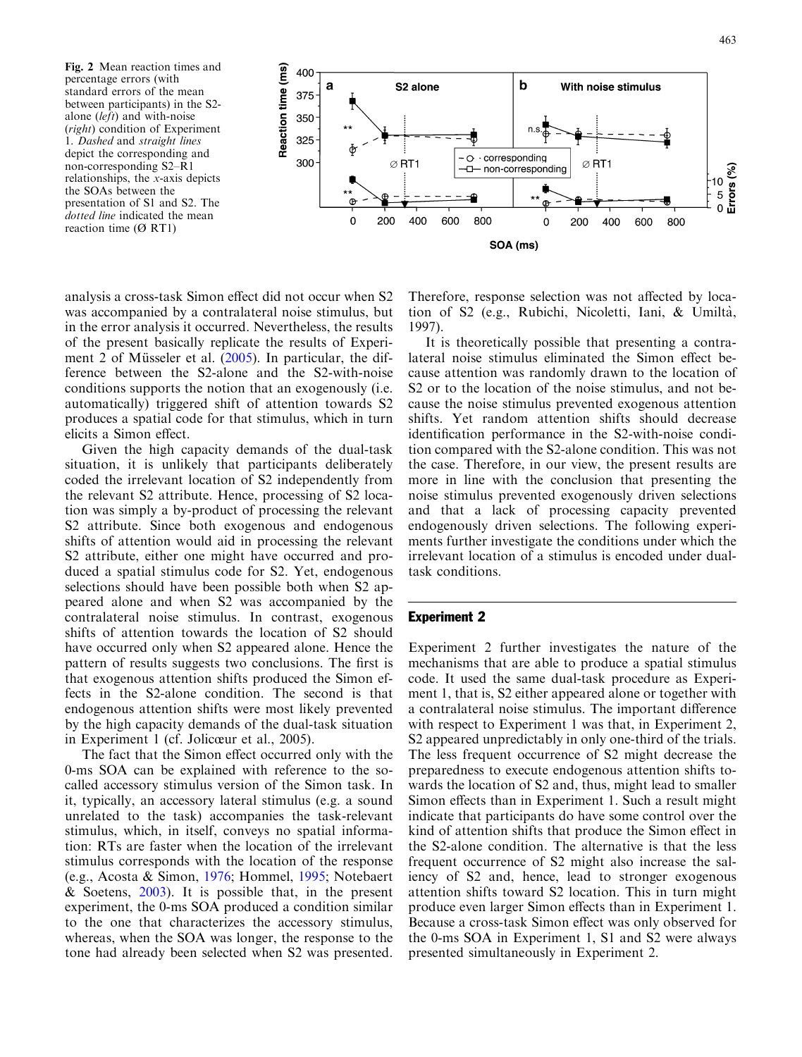Fig. 2 Mean reaction times and percentage errors (with standard errors of the mean between participants) in the S2-alone (*left*) and with-noise (*right*) condition of Experiment 1. *Dashed* and *straight lines* depict the corresponding and non-corresponding S2–R1 relationships, the *x*-axis depicts the SOAs between the presentation of S1 and S2. The *dotted line* indicated the mean reaction time (Ø RT1)

analysis a cross-task Simon effect did not occur when S2 was accompanied by a contralateral noise stimulus, but in the error analysis it occurred. Nevertheless, the results of the present basically replicate the results of Experiment 2 of Müsseler et al. (2005). In particular, the difference between the S2-alone and the S2-with-noise conditions supports the notion that an exogenously (i.e. automatically) triggered shift of attention towards S2 produces a spatial code for that stimulus, which in turn elicits a Simon effect.

Given the high capacity demands of the dual-task situation, it is unlikely that participants deliberately coded the irrelevant location of S2 independently from the relevant S2 attribute. Hence, processing of S2 location was simply a by-product of processing the relevant S2 attribute. Since both exogenous and endogenous shifts of attention would aid in processing the relevant S2 attribute, either one might have occurred and produced a spatial stimulus code for S2. Yet, endogenous selections should have been possible both when S2 appeared alone and when S2 was accompanied by the contralateral noise stimulus. In contrast, exogenous shifts of attention towards the location of S2 should have occurred only when S2 appeared alone. Hence the pattern of results suggests two conclusions. The first is that exogenous attention shifts produced the Simon effects in the S2-alone condition. The second is that endogenous attention shifts were most likely prevented by the high capacity demands of the dual-task situation in Experiment 1 (cf. Jolicœur et al., 2005).

The fact that the Simon effect occurred only with the 0-ms SOA can be explained with reference to the so-called accessory stimulus version of the Simon task. In it, typically, an accessory lateral stimulus (e.g. a sound unrelated to the task) accompanies the task-relevant stimulus, which, in itself, conveys no spatial information: RTs are faster when the location of the irrelevant stimulus corresponds with the location of the response (e.g., Acosta & Simon, 1976; Hommel, 1995; Notebaert & Soetens, 2003). It is possible that, in the present experiment, the 0-ms SOA produced a condition similar to the one that characterizes the accessory stimulus, whereas, when the SOA was longer, the response to the tone had already been selected when S2 was presented. Therefore, response selection was not affected by location of S2 (e.g., Rubichi, Nicoletti, Iani, & Umiltà, 1997).

It is theoretically possible that presenting a contralateral noise stimulus eliminated the Simon effect because attention was randomly drawn to the location of S2 or to the location of the noise stimulus, and not because the noise stimulus prevented exogenous attention shifts. Yet random attention shifts should decrease identification performance in the S2-with-noise condition compared with the S2-alone condition. This was not the case. Therefore, in our view, the present results are more in line with the conclusion that presenting the noise stimulus prevented exogenously driven selections and that a lack of processing capacity prevented endogenously driven selections. The following experiments further investigate the conditions under which the irrelevant location of a stimulus is encoded under dual-task conditions.

## Experiment 2

Experiment 2 further investigates the nature of the mechanisms that are able to produce a spatial stimulus code. It used the same dual-task procedure as Experiment 1, that is, S2 either appeared alone or together with a contralateral noise stimulus. The important difference with respect to Experiment 1 was that, in Experiment 2, S2 appeared unpredictably in only one-third of the trials. The less frequent occurrence of S2 might decrease the preparedness to execute endogenous attention shifts towards the location of S2 and, thus, might lead to smaller Simon effects than in Experiment 1. Such a result might indicate that participants do have some control over the kind of attention shifts that produce the Simon effect in the S2-alone condition. The alternative is that the less frequent occurrence of S2 might also increase the saliency of S2 and, hence, lead to stronger exogenous attention shifts toward S2 location. This in turn might produce even larger Simon effects than in Experiment 1. Because a cross-task Simon effect was only observed for the 0-ms SOA in Experiment 1, S1 and S2 were always presented simultaneously in Experiment 2.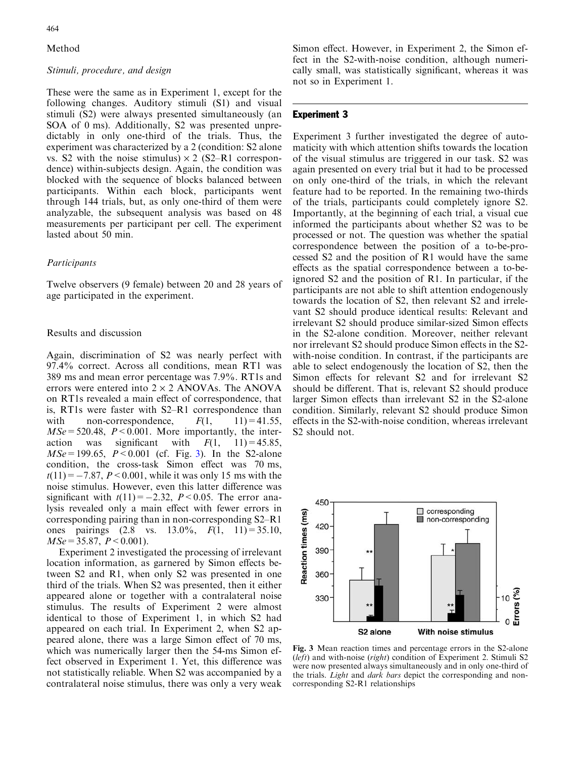## Method

### *Stimuli, procedure, and design*

These were the same as in Experiment 1, except for the following changes. Auditory stimuli (S1) and visual stimuli (S2) were always presented simultaneously (an SOA of 0 ms). Additionally, S2 was presented unpredictably in only one-third of the trials. Thus, the experiment was characterized by a 2 (condition: S2 alone vs. S2 with the noise stimulus) × 2 (S2–R1 correspondence) within-subjects design. Again, the condition was blocked with the sequence of blocks balanced between participants. Within each block, participants went through 144 trials, but, as only one-third of them were analyzable, the subsequent analysis was based on 48 measurements per participant per cell. The experiment lasted about 50 min.

### *Participants*

Twelve observers (9 female) between 20 and 28 years of age participated in the experiment.

## Results and discussion

Again, discrimination of S2 was nearly perfect with 97.4% correct. Across all conditions, mean RT1 was 389 ms and mean error percentage was 7.9%. RT1s and errors were entered into 2 × 2 ANOVAs. The ANOVA on RT1s revealed a main effect of correspondence, that is, RT1s were faster with S2–R1 correspondence than with non-correspondence, $F(1, 11) = 41.55$, $MSe = 520.48$, $P < 0.001$. More importantly, the interaction was significant with $F(1, 11) = 45.85$, $MSe = 199.65$, $P < 0.001$ (cf. Fig. 3). In the S2-alone condition, the cross-task Simon effect was 70 ms, $t(11) = -7.87$, $P < 0.001$, while it was only 15 ms with the noise stimulus. However, even this latter difference was significant with $t(11) = -2.32$, $P < 0.05$. The error analysis revealed only a main effect with fewer errors in corresponding pairing than in non-corresponding S2–R1 ones pairings (2.8 vs. 13.0%, $F(1, 11) = 35.10$, $MSe = 35.87$, $P < 0.001$).

Experiment 2 investigated the processing of irrelevant location information, as garnered by Simon effects between S2 and R1, when only S2 was presented in one third of the trials. When S2 was presented, then it either appeared alone or together with a contralateral noise stimulus. The results of Experiment 2 were almost identical to those of Experiment 1, in which S2 had appeared on each trial. In Experiment 2, when S2 appeared alone, there was a large Simon effect of 70 ms, which was numerically larger then the 54-ms Simon effect observed in Experiment 1. Yet, this difference was not statistically reliable. When S2 was accompanied by a contralateral noise stimulus, there was only a very weak Simon effect. However, in Experiment 2, the Simon effect in the S2-with-noise condition, although numerically small, was statistically significant, whereas it was not so in Experiment 1.

Fig. 3 Mean reaction times and percentage errors in the S2-alone (*left*) and with-noise (*right*) condition of Experiment 2. Stimuli S2 were now presented always simultaneously and in only one-third of the trials. *Light* and *dark bars* depict the corresponding and non-corresponding S2-R1 relationships

# Experiment 3

Experiment 3 further investigated the degree of automaticity with which attention shifts towards the location of the visual stimulus are triggered in our task. S2 was again presented on every trial but it had to be processed on only one-third of the trials, in which the relevant feature had to be reported. In the remaining two-thirds of the trials, participants could completely ignore S2. Importantly, at the beginning of each trial, a visual cue informed the participants about whether S2 was to be processed or not. The question was whether the spatial correspondence between the position of a to-be-processed S2 and the position of R1 would have the same effects as the spatial correspondence between a to-be-ignored S2 and the position of R1. In particular, if the participants are not able to shift attention endogenously towards the location of S2, then relevant S2 and irrelevant S2 should produce identical results: Relevant and irrelevant S2 should produce similar-sized Simon effects in the S2-alone condition. Moreover, neither relevant nor irrelevant S2 should produce Simon effects in the S2-with-noise condition. In contrast, if the participants are able to select endogenously the location of S2, then the Simon effects for relevant S2 and for irrelevant S2 should be different. That is, relevant S2 should produce larger Simon effects than irrelevant S2 in the S2-alone condition. Similarly, relevant S2 should produce Simon effects in the S2-with-noise condition, whereas irrelevant S2 should not.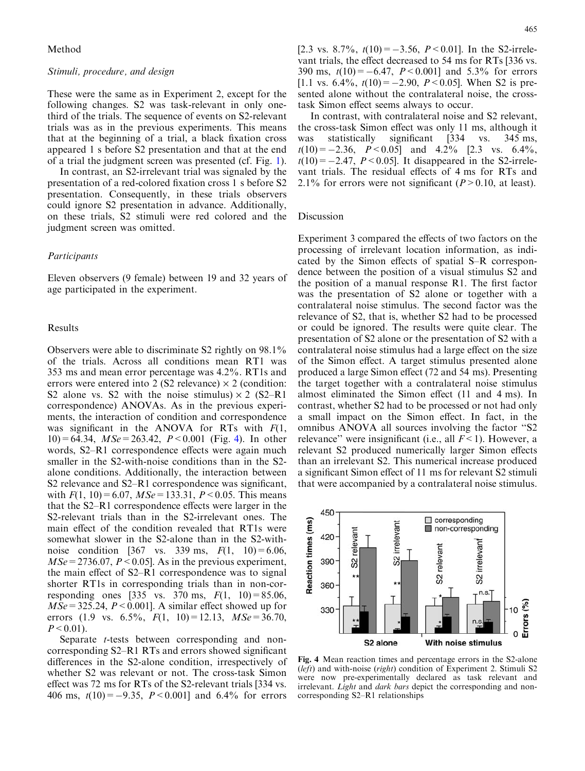Method

*Stimuli, procedure, and design*

These were the same as in Experiment 2, except for the following changes. S2 was task-relevant in only one-third of the trials. The sequence of events on S2-relevant trials was as in the previous experiments. This means that at the beginning of a trial, a black fixation cross appeared 1 s before S2 presentation and that at the end of a trial the judgment screen was presented (cf. Fig. 1).

In contrast, an S2-irrelevant trial was signaled by the presentation of a red-colored fixation cross 1 s before S2 presentation. Consequently, in these trials observers could ignore S2 presentation in advance. Additionally, on these trials, S2 stimuli were red colored and the judgment screen was omitted.

*Participants*

Eleven observers (9 female) between 19 and 32 years of age participated in the experiment.

Results

Observers were able to discriminate S2 rightly on 98.1% of the trials. Across all conditions mean RT1 was 353 ms and mean error percentage was 4.2%. RT1s and errors were entered into 2 (S2 relevance) × 2 (condition: S2 alone vs. S2 with the noise stimulus) × 2 (S2–R1 correspondence) ANOVAs. As in the previous experiments, the interaction of condition and correspondence was significant in the ANOVA for RTs with $F(1, 10) = 64.34$, $MSe = 263.42$, $P < 0.001$ (Fig. 4). In other words, S2–R1 correspondence effects were again much smaller in the S2-with-noise conditions than in the S2-alone conditions. Additionally, the interaction between S2 relevance and S2–R1 correspondence was significant, with $F(1, 10) = 6.07$, $MSe = 133.31$, $P < 0.05$. This means that the S2–R1 correspondence effects were larger in the S2-relevant trials than in the S2-irrelevant ones. The main effect of the condition revealed that RT1s were somewhat slower in the S2-alone than in the S2-with-noise condition [367 vs. 339 ms, $F(1, 10) = 6.06$, $MSe = 2736.07$, $P < 0.05$]. As in the previous experiment, the main effect of S2–R1 correspondence was to signal shorter RT1s in corresponding trials than in non-corresponding ones [335 vs. 370 ms, $F(1, 10) = 85.06$, $MSe = 325.24$, $P < 0.001$]. A similar effect showed up for errors (1.9 vs. 6.5%, $F(1, 10) = 12.13$, $MSe = 36.70$, $P < 0.01$).

Separate *t*-tests between corresponding and non-corresponding S2–R1 RTs and errors showed significant differences in the S2-alone condition, irrespectively of whether S2 was relevant or not. The cross-task Simon effect was 72 ms for RTs of the S2-relevant trials [334 vs. 406 ms, $t(10) = -9.35$, $P < 0.001$] and 6.4% for errors [2.3 vs. 8.7%, $t(10) = -3.56$, $P < 0.01$]. In the S2-irrelevant trials, the effect decreased to 54 ms for RTs [336 vs. 390 ms, $t(10) = -6.47$, $P < 0.001$] and 5.3% for errors [1.1 vs. 6.4%, $t(10) = -2.90$, $P < 0.05$]. When S2 is presented alone without the contralateral noise, the cross-task Simon effect seems always to occur.

In contrast, with contralateral noise and S2 relevant, the cross-task Simon effect was only 11 ms, although it was statistically significant [334 vs. 345 ms, $t(10) = -2.36$, $P < 0.05$] and 4.2% [2.3 vs. 6.4%, $t(10) = -2.47$, $P < 0.05$]. It disappeared in the S2-irrelevant trials. The residual effects of 4 ms for RTs and 2.1% for errors were not significant ($P > 0.10$, at least).

Discussion

Experiment 3 compared the effects of two factors on the processing of irrelevant location information, as indicated by the Simon effects of spatial S–R correspondence between the position of a visual stimulus S2 and the position of a manual response R1. The first factor was the presentation of S2 alone or together with a contralateral noise stimulus. The second factor was the relevance of S2, that is, whether S2 had to be processed or could be ignored. The results were quite clear. The presentation of S2 alone or the presentation of S2 with a contralateral noise stimulus had a large effect on the size of the Simon effect. A target stimulus presented alone produced a large Simon effect (72 and 54 ms). Presenting the target together with a contralateral noise stimulus almost eliminated the Simon effect (11 and 4 ms). In contrast, whether S2 had to be processed or not had only a small impact on the Simon effect. In fact, in the omnibus ANOVA all sources involving the factor "S2 relevance" were insignificant (i.e., all $F < 1$). However, a relevant S2 produced numerically larger Simon effects than an irrelevant S2. This numerical increase produced a significant Simon effect of 11 ms for relevant S2 stimuli that were accompanied by a contralateral noise stimulus.

**Fig. 4** Mean reaction times and percentage errors in the S2-alone (*left*) and with-noise (*right*) condition of Experiment 2. Stimuli S2 were now pre-experimentally declared as task relevant and irrelevant. *Light* and *dark bars* depict the corresponding and non-corresponding S2–R1 relationships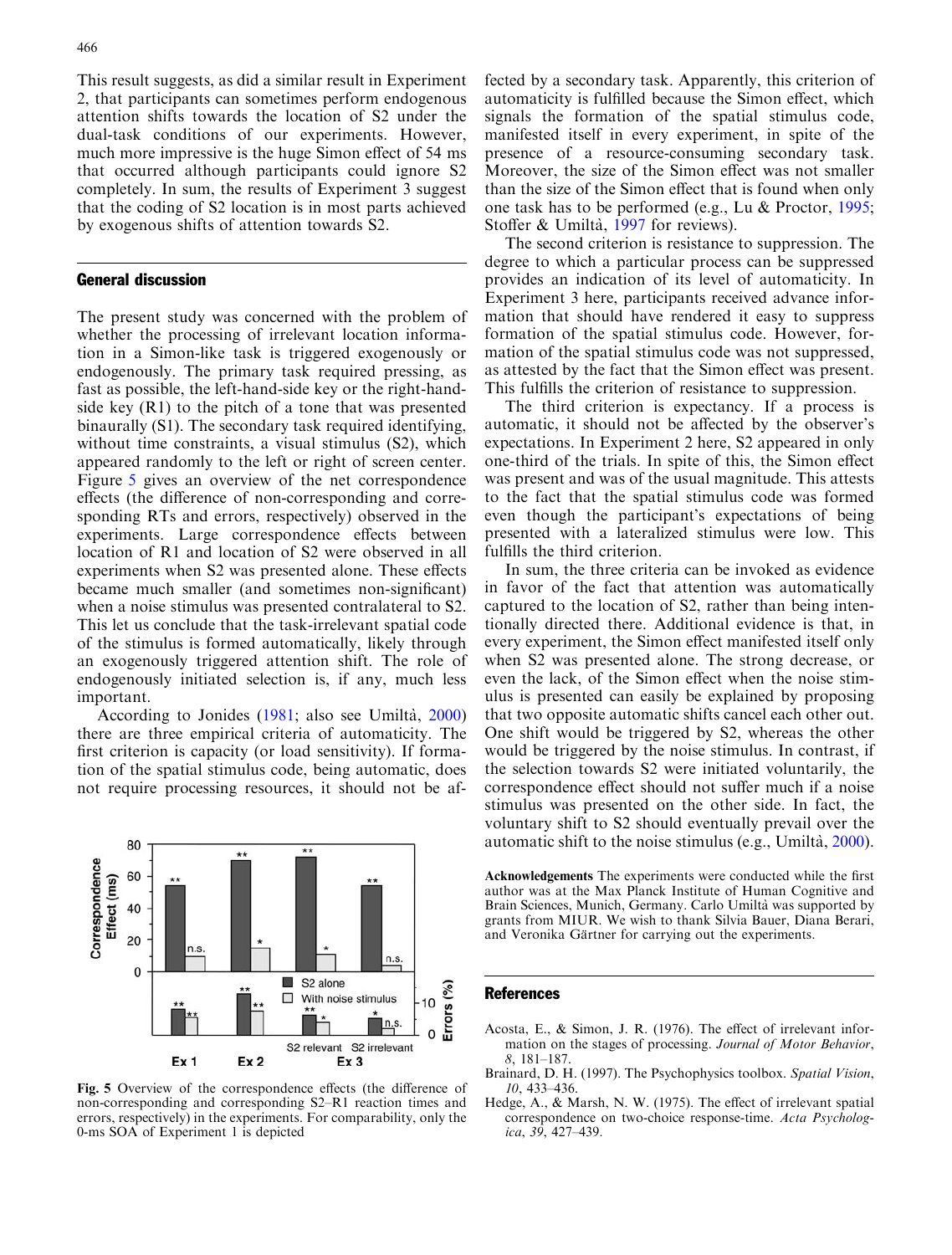This result suggests, as did a similar result in Experiment 2, that participants can sometimes perform endogenous attention shifts towards the location of S2 under the dual-task conditions of our experiments. However, much more impressive is the huge Simon effect of 54 ms that occurred although participants could ignore S2 completely. In sum, the results of Experiment 3 suggest that the coding of S2 location is in most parts achieved by exogenous shifts of attention towards S2.

## General discussion

The present study was concerned with the problem of whether the processing of irrelevant location information in a Simon-like task is triggered exogenously or endogenously. The primary task required pressing, as fast as possible, the left-hand-side key or the right-hand-side key (R1) to the pitch of a tone that was presented binaurally (S1). The secondary task required identifying, without time constraints, a visual stimulus (S2), which appeared randomly to the left or right of screen center. Figure 5 gives an overview of the net correspondence effects (the difference of non-corresponding and corresponding RTs and errors, respectively) observed in the experiments. Large correspondence effects between location of R1 and location of S2 were observed in all experiments when S2 was presented alone. These effects became much smaller (and sometimes non-significant) when a noise stimulus was presented contralateral to S2. This let us conclude that the task-irrelevant spatial code of the stimulus is formed automatically, likely through an exogenously triggered attention shift. The role of endogenously initiated selection is, if any, much less important.

According to Jonides (1981; also see Umiltà, 2000) there are three empirical criteria of automaticity. The first criterion is capacity (or load sensitivity). If formation of the spatial stimulus code, being automatic, does not require processing resources, it should not be affected by a secondary task. Apparently, this criterion of automaticity is fulfilled because the Simon effect, which signals the formation of the spatial stimulus code, manifested itself in every experiment, in spite of the presence of a resource-consuming secondary task. Moreover, the size of the Simon effect was not smaller than the size of the Simon effect that is found when only one task has to be performed (e.g., Lu & Proctor, 1995; Stoffer & Umiltà, 1997 for reviews).

The second criterion is resistance to suppression. The degree to which a particular process can be suppressed provides an indication of its level of automaticity. In Experiment 3 here, participants received advance information that should have rendered it easy to suppress formation of the spatial stimulus code. However, formation of the spatial stimulus code was not suppressed, as attested by the fact that the Simon effect was present. This fulfills the criterion of resistance to suppression.

The third criterion is expectancy. If a process is automatic, it should not be affected by the observer's expectations. In Experiment 2 here, S2 appeared in only one-third of the trials. In spite of this, the Simon effect was present and was of the usual magnitude. This attests to the fact that the spatial stimulus code was formed even though the participant's expectations of being presented with a lateralized stimulus were low. This fulfills the third criterion.

In sum, the three criteria can be invoked as evidence in favor of the fact that attention was automatically captured to the location of S2, rather than being intentionally directed there. Additional evidence is that, in every experiment, the Simon effect manifested itself only when S2 was presented alone. The strong decrease, or even the lack, of the Simon effect when the noise stimulus is presented can easily be explained by proposing that two opposite automatic shifts cancel each other out. One shift would be triggered by S2, whereas the other would be triggered by the noise stimulus. In contrast, if the selection towards S2 were initiated voluntarily, the correspondence effect should not suffer much if a noise stimulus was presented on the other side. In fact, the voluntary shift to S2 should eventually prevail over the automatic shift to the noise stimulus (e.g., Umiltà, 2000).

**Fig. 5** Overview of the correspondence effects (the difference of non-corresponding and corresponding S2–R1 reaction times and errors, respectively) in the experiments. For comparability, only the 0-ms SOA of Experiment 1 is depicted

**Acknowledgements** The experiments were conducted while the first author was at the Max Planck Institute of Human Cognitive and Brain Sciences, Munich, Germany. Carlo Umiltà was supported by grants from MIUR. We wish to thank Silvia Bauer, Diana Berari, and Veronika Gärtner for carrying out the experiments.

## References

Acosta, E., & Simon, J. R. (1976). The effect of irrelevant information on the stages of processing. *Journal of Motor Behavior*, *8*, 181–187.

Brainard, D. H. (1997). The Psychophysics toolbox. *Spatial Vision*, *10*, 433–436.

Hedge, A., & Marsh, N. W. (1975). The effect of irrelevant spatial correspondence on two-choice response-time. *Acta Psychologica*, *39*, 427–439.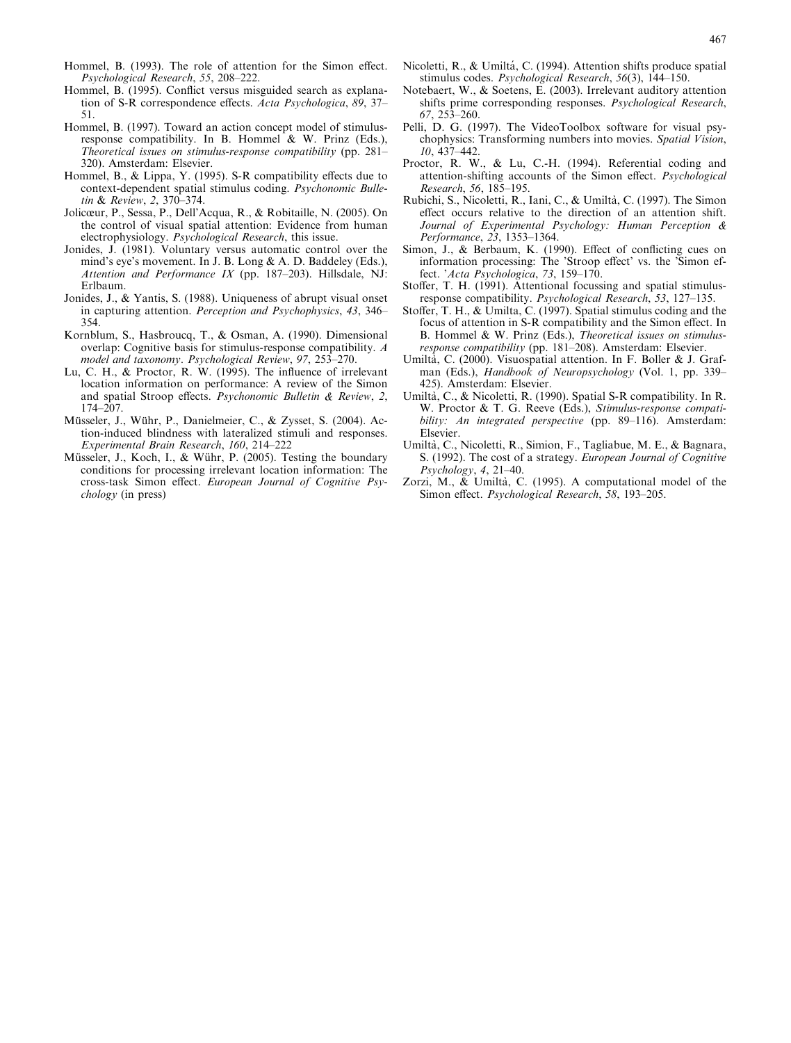Hommel, B. (1993). The role of attention for the Simon effect. *Psychological Research*, *55*, 208–222.

Hommel, B. (1995). Conflict versus misguided search as explanation of S-R correspondence effects. *Acta Psychologica*, *89*, 37–51.

Hommel, B. (1997). Toward an action concept model of stimulus-response compatibility. In B. Hommel & W. Prinz (Eds.), *Theoretical issues on stimulus-response compatibility* (pp. 281–320). Amsterdam: Elsevier.

Hommel, B., & Lippa, Y. (1995). S-R compatibility effects due to context-dependent spatial stimulus coding. *Psychonomic Bulletin & Review*, *2*, 370–374.

Jolicœur, P., Sessa, P., Dell'Acqua, R., & Robitaille, N. (2005). On the control of visual spatial attention: Evidence from human electrophysiology. *Psychological Research*, this issue.

Jonides, J. (1981). Voluntary versus automatic control over the mind's eye's movement. In J. B. Long & A. D. Baddeley (Eds.), *Attention and Performance IX* (pp. 187–203). Hillsdale, NJ: Erlbaum.

Jonides, J., & Yantis, S. (1988). Uniqueness of abrupt visual onset in capturing attention. *Perception and Psychophysics*, *43*, 346–354.

Kornblum, S., Hasbroucq, T., & Osman, A. (1990). Dimensional overlap: Cognitive basis for stimulus-response compatibility. *A model and taxonomy*. *Psychological Review*, *97*, 253–270.

Lu, C. H., & Proctor, R. W. (1995). The influence of irrelevant location information on performance: A review of the Simon and spatial Stroop effects. *Psychonomic Bulletin & Review*, *2*, 174–207.

Müsseler, J., Wühr, P., Danielmeier, C., & Zysset, S. (2004). Action-induced blindness with lateralized stimuli and responses. *Experimental Brain Research*, *160*, 214–222

Müsseler, J., Koch, I., & Wühr, P. (2005). Testing the boundary conditions for processing irrelevant location information: The cross-task Simon effect. *European Journal of Cognitive Psychology* (in press)

Nicoletti, R., & Umiltá, C. (1994). Attention shifts produce spatial stimulus codes. *Psychological Research*, *56*(3), 144–150.

Notebaert, W., & Soetens, E. (2003). Irrelevant auditory attention shifts prime corresponding responses. *Psychological Research*, *67*, 253–260.

Pelli, D. G. (1997). The VideoToolbox software for visual psychophysics: Transforming numbers into movies. *Spatial Vision*, *10*, 437–442.

Proctor, R. W., & Lu, C.-H. (1994). Referential coding and attention-shifting accounts of the Simon effect. *Psychological Research*, *56*, 185–195.

Rubichi, S., Nicoletti, R., Iani, C., & Umiltà, C. (1997). The Simon effect occurs relative to the direction of an attention shift. *Journal of Experimental Psychology: Human Perception & Performance*, *23*, 1353–1364.

Simon, J., & Berbaum, K. (1990). Effect of conflicting cues on information processing: The 'Stroop effect' vs. the 'Simon effect. '*Acta Psychologica*, *73*, 159–170.

Stoffer, T. H. (1991). Attentional focussing and spatial stimulus-response compatibility. *Psychological Research*, *53*, 127–135.

Stoffer, T. H., & Umilta, C. (1997). Spatial stimulus coding and the focus of attention in S-R compatibility and the Simon effect. In B. Hommel & W. Prinz (Eds.), *Theoretical issues on stimulus-response compatibility* (pp. 181–208). Amsterdam: Elsevier.

Umiltà, C. (2000). Visuospatial attention. In F. Boller & J. Grafman (Eds.), *Handbook of Neuropsychology* (Vol. 1, pp. 339–425). Amsterdam: Elsevier.

Umiltà, C., & Nicoletti, R. (1990). Spatial S-R compatibility. In R. W. Proctor & T. G. Reeve (Eds.), *Stimulus-response compatibility: An integrated perspective* (pp. 89–116). Amsterdam: Elsevier.

Umiltà, C., Nicoletti, R., Simion, F., Tagliabue, M. E., & Bagnara, S. (1992). The cost of a strategy. *European Journal of Cognitive Psychology*, *4*, 21–40.

Zorzi, M., & Umiltà, C. (1995). A computational model of the Simon effect. *Psychological Research*, *58*, 193–205.